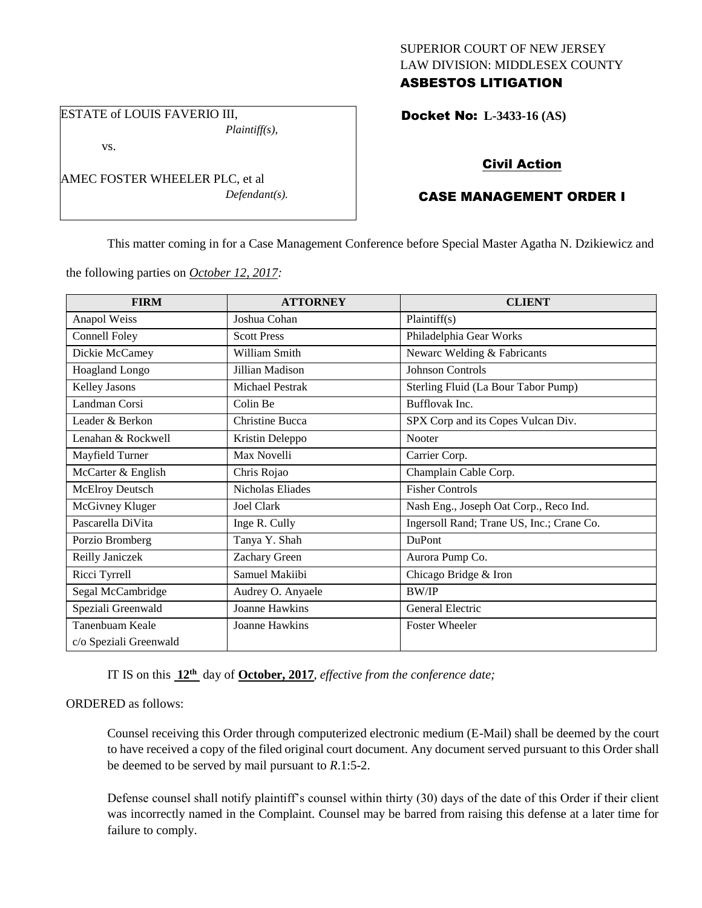SUPERIOR COURT OF NEW JERSEY
LAW DIVISION: MIDDLESEX COUNTY

**ASBESTOS LITIGATION**

ESTATE of LOUIS FAVERIO III,
*Plaintiff(s),*

vs.

AMEC FOSTER WHEELER PLC, et al
*Defendant(s).*

**Docket No: L-3433-16 (AS)**

**Civil Action**

**CASE MANAGEMENT ORDER I**

This matter coming in for a Case Management Conference before Special Master Agatha N. Dzikiewicz and the following parties on *October 12, 2017:*

| FIRM | ATTORNEY | CLIENT |
|---|---|---|
| Anapol Weiss | Joshua Cohan | Plaintiff(s) |
| Connell Foley | Scott Press | Philadelphia Gear Works |
| Dickie McCamey | William Smith | Newarc Welding & Fabricants |
| Hoagland Longo | Jillian Madison | Johnson Controls |
| Kelley Jasons | Michael Pestrak | Sterling Fluid (La Bour Tabor Pump) |
| Landman Corsi | Colin Be | Bufflovak Inc. |
| Leader & Berkon | Christine Bucca | SPX Corp and its Copes Vulcan Div. |
| Lenahan & Rockwell | Kristin Deleppo | Nooter |
| Mayfield Turner | Max Novelli | Carrier Corp. |
| McCarter & English | Chris Rojao | Champlain Cable Corp. |
| McElroy Deutsch | Nicholas Eliades | Fisher Controls |
| McGivney Kluger | Joel Clark | Nash Eng., Joseph Oat Corp., Reco Ind. |
| Pascarella DiVita | Inge R. Cully | Ingersoll Rand; Trane US, Inc.; Crane Co. |
| Porzio Bromberg | Tanya Y. Shah | DuPont |
| Reilly Janiczek | Zachary Green | Aurora Pump Co. |
| Ricci Tyrrell | Samuel Makiibi | Chicago Bridge & Iron |
| Segal McCambridge | Audrey O. Anyaele | BW/IP |
| Speziali Greenwald | Joanne Hawkins | General Electric |
| Tanenbuam Keale c/o Speziali Greenwald | Joanne Hawkins | Foster Wheeler |

IT IS on this **12th** day of **October, 2017**, *effective from the conference date;*

ORDERED as follows:

Counsel receiving this Order through computerized electronic medium (E-Mail) shall be deemed by the court to have received a copy of the filed original court document. Any document served pursuant to this Order shall be deemed to be served by mail pursuant to *R*.1:5-2.

Defense counsel shall notify plaintiff's counsel within thirty (30) days of the date of this Order if their client was incorrectly named in the Complaint. Counsel may be barred from raising this defense at a later time for failure to comply.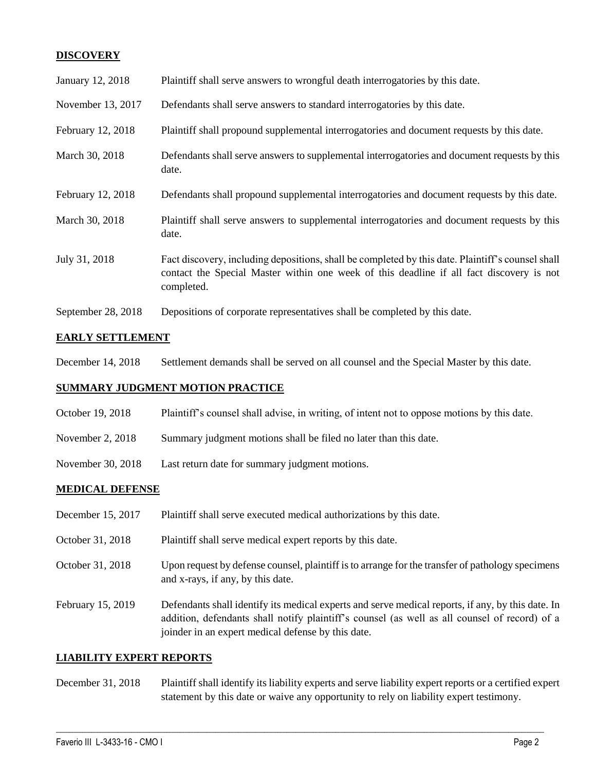## DISCOVERY

| | |
|---|---|
| January 12, 2018 | Plaintiff shall serve answers to wrongful death interrogatories by this date. |
| November 13, 2017 | Defendants shall serve answers to standard interrogatories by this date. |
| February 12, 2018 | Plaintiff shall propound supplemental interrogatories and document requests by this date. |
| March 30, 2018 | Defendants shall serve answers to supplemental interrogatories and document requests by this date. |
| February 12, 2018 | Defendants shall propound supplemental interrogatories and document requests by this date. |
| March 30, 2018 | Plaintiff shall serve answers to supplemental interrogatories and document requests by this date. |
| July 31, 2018 | Fact discovery, including depositions, shall be completed by this date. Plaintiff's counsel shall contact the Special Master within one week of this deadline if all fact discovery is not completed. |
| September 28, 2018 | Depositions of corporate representatives shall be completed by this date. |

## EARLY SETTLEMENT

| | |
|---|---|
| December 14, 2018 | Settlement demands shall be served on all counsel and the Special Master by this date. |

## SUMMARY JUDGMENT MOTION PRACTICE

| | |
|---|---|
| October 19, 2018 | Plaintiff's counsel shall advise, in writing, of intent not to oppose motions by this date. |
| November 2, 2018 | Summary judgment motions shall be filed no later than this date. |
| November 30, 2018 | Last return date for summary judgment motions. |

## MEDICAL DEFENSE

| | |
|---|---|
| December 15, 2017 | Plaintiff shall serve executed medical authorizations by this date. |
| October 31, 2018 | Plaintiff shall serve medical expert reports by this date. |
| October 31, 2018 | Upon request by defense counsel, plaintiff is to arrange for the transfer of pathology specimens and x-rays, if any, by this date. |
| February 15, 2019 | Defendants shall identify its medical experts and serve medical reports, if any, by this date. In addition, defendants shall notify plaintiff's counsel (as well as all counsel of record) of a joinder in an expert medical defense by this date. |

## LIABILITY EXPERT REPORTS

| | |
|---|---|
| December 31, 2018 | Plaintiff shall identify its liability experts and serve liability expert reports or a certified expert statement by this date or waive any opportunity to rely on liability expert testimony. |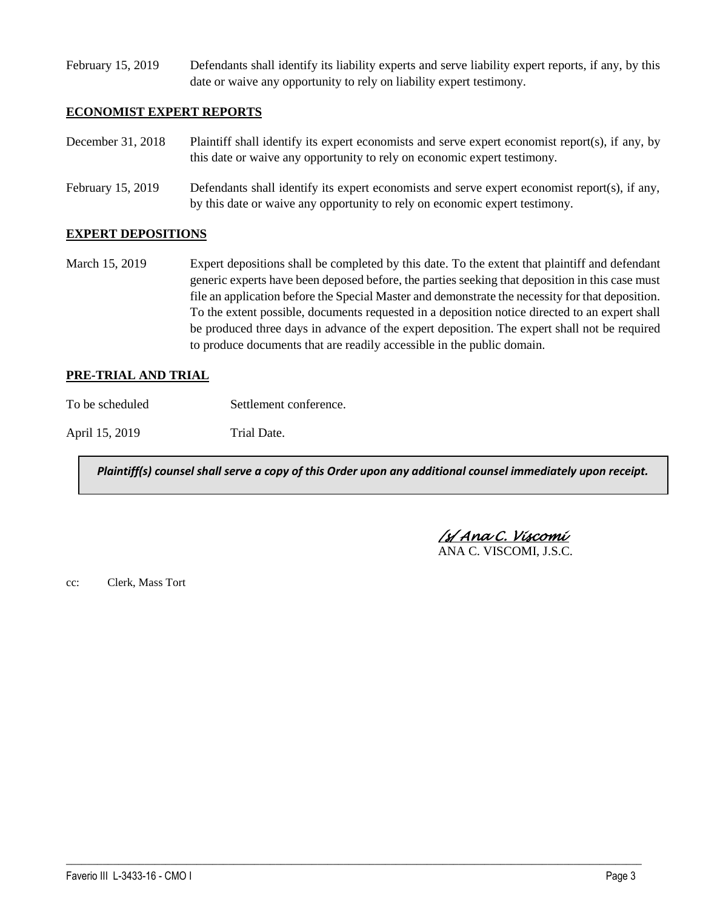| | |
|---|---|
| February 15, 2019 | Defendants shall identify its liability experts and serve liability expert reports, if any, by this date or waive any opportunity to rely on liability expert testimony. |

**ECONOMIST EXPERT REPORTS**

| | |
|---|---|
| December 31, 2018 | Plaintiff shall identify its expert economists and serve expert economist report(s), if any, by this date or waive any opportunity to rely on economic expert testimony. |
| February 15, 2019 | Defendants shall identify its expert economists and serve expert economist report(s), if any, by this date or waive any opportunity to rely on economic expert testimony. |

**EXPERT DEPOSITIONS**

| | |
|---|---|
| March 15, 2019 | Expert depositions shall be completed by this date. To the extent that plaintiff and defendant generic experts have been deposed before, the parties seeking that deposition in this case must file an application before the Special Master and demonstrate the necessity for that deposition. To the extent possible, documents requested in a deposition notice directed to an expert shall be produced three days in advance of the expert deposition. The expert shall not be required to produce documents that are readily accessible in the public domain. |

**PRE-TRIAL AND TRIAL**

| | |
|---|---|
| To be scheduled | Settlement conference. |
| April 15, 2019 | Trial Date. |

***Plaintiff(s) counsel shall serve a copy of this Order upon any additional counsel immediately upon receipt.***

*/s/ Ana C. Viscomi*
ANA C. VISCOMI, J.S.C.

cc: Clerk, Mass Tort